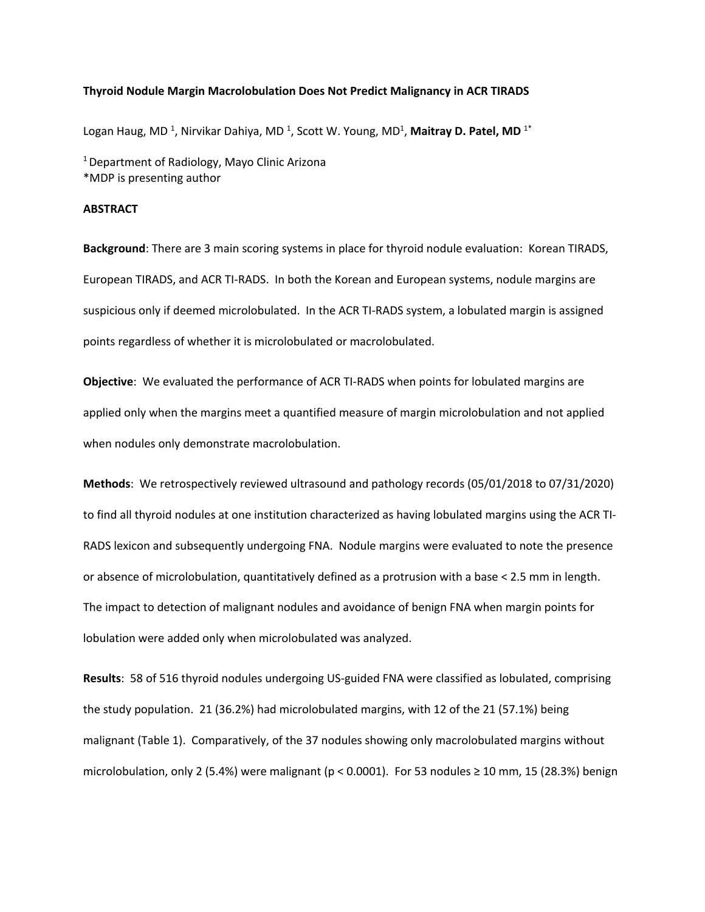**Thyroid Nodule Margin Macrolobulation Does Not Predict Malignancy in ACR TIRADS**

Logan Haug, MD [1], Nirvikar Dahiya, MD [1], Scott W. Young, MD[1], **Maitray D. Patel, MD** [1*]

[1] Department of Radiology, Mayo Clinic Arizona
*MDP is presenting author

**ABSTRACT**

**Background**: There are 3 main scoring systems in place for thyroid nodule evaluation: Korean TIRADS, European TIRADS, and ACR TI-RADS. In both the Korean and European systems, nodule margins are suspicious only if deemed microlobulated. In the ACR TI-RADS system, a lobulated margin is assigned points regardless of whether it is microlobulated or macrolobulated.

**Objective**: We evaluated the performance of ACR TI-RADS when points for lobulated margins are applied only when the margins meet a quantified measure of margin microlobulation and not applied when nodules only demonstrate macrolobulation.

**Methods**: We retrospectively reviewed ultrasound and pathology records (05/01/2018 to 07/31/2020) to find all thyroid nodules at one institution characterized as having lobulated margins using the ACR TI-RADS lexicon and subsequently undergoing FNA. Nodule margins were evaluated to note the presence or absence of microlobulation, quantitatively defined as a protrusion with a base < 2.5 mm in length. The impact to detection of malignant nodules and avoidance of benign FNA when margin points for lobulation were added only when microlobulated was analyzed.

**Results**: 58 of 516 thyroid nodules undergoing US-guided FNA were classified as lobulated, comprising the study population. 21 (36.2%) had microlobulated margins, with 12 of the 21 (57.1%) being malignant (Table 1). Comparatively, of the 37 nodules showing only macrolobulated margins without microlobulation, only 2 (5.4%) were malignant ($p < 0.0001$). For 53 nodules ≥ 10 mm, 15 (28.3%) benign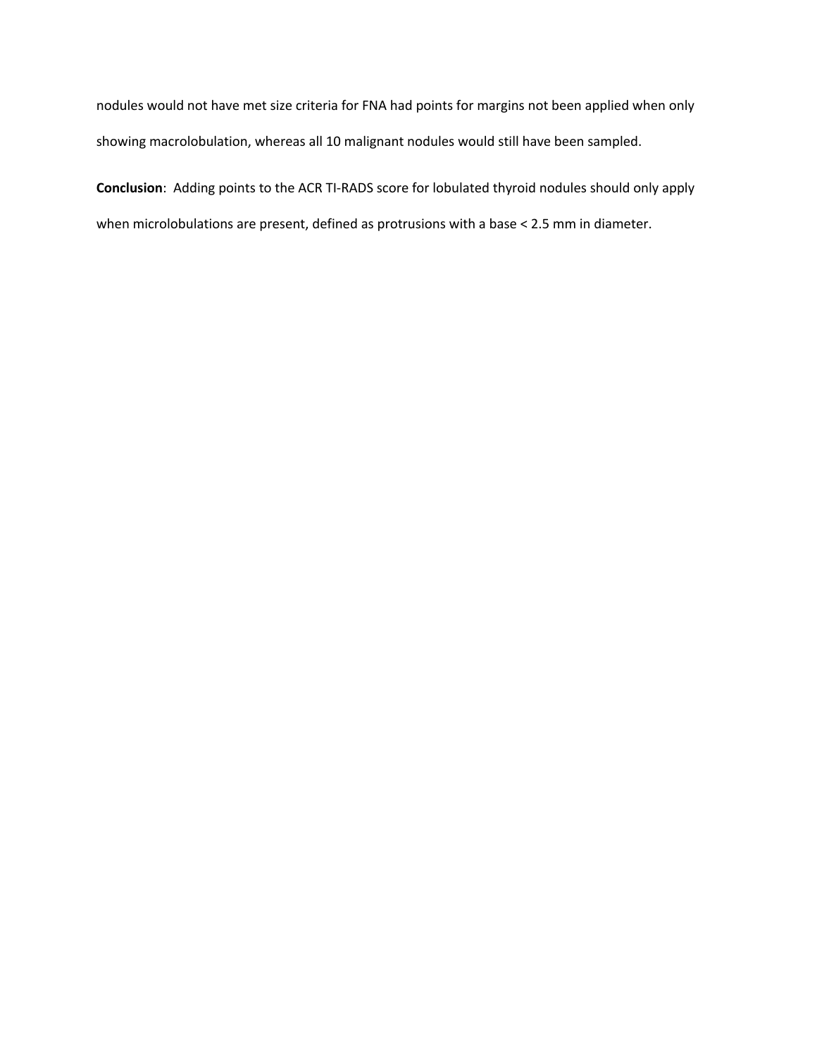nodules would not have met size criteria for FNA had points for margins not been applied when only showing macrolobulation, whereas all 10 malignant nodules would still have been sampled.

**Conclusion**: Adding points to the ACR TI-RADS score for lobulated thyroid nodules should only apply when microlobulations are present, defined as protrusions with a base < 2.5 mm in diameter.